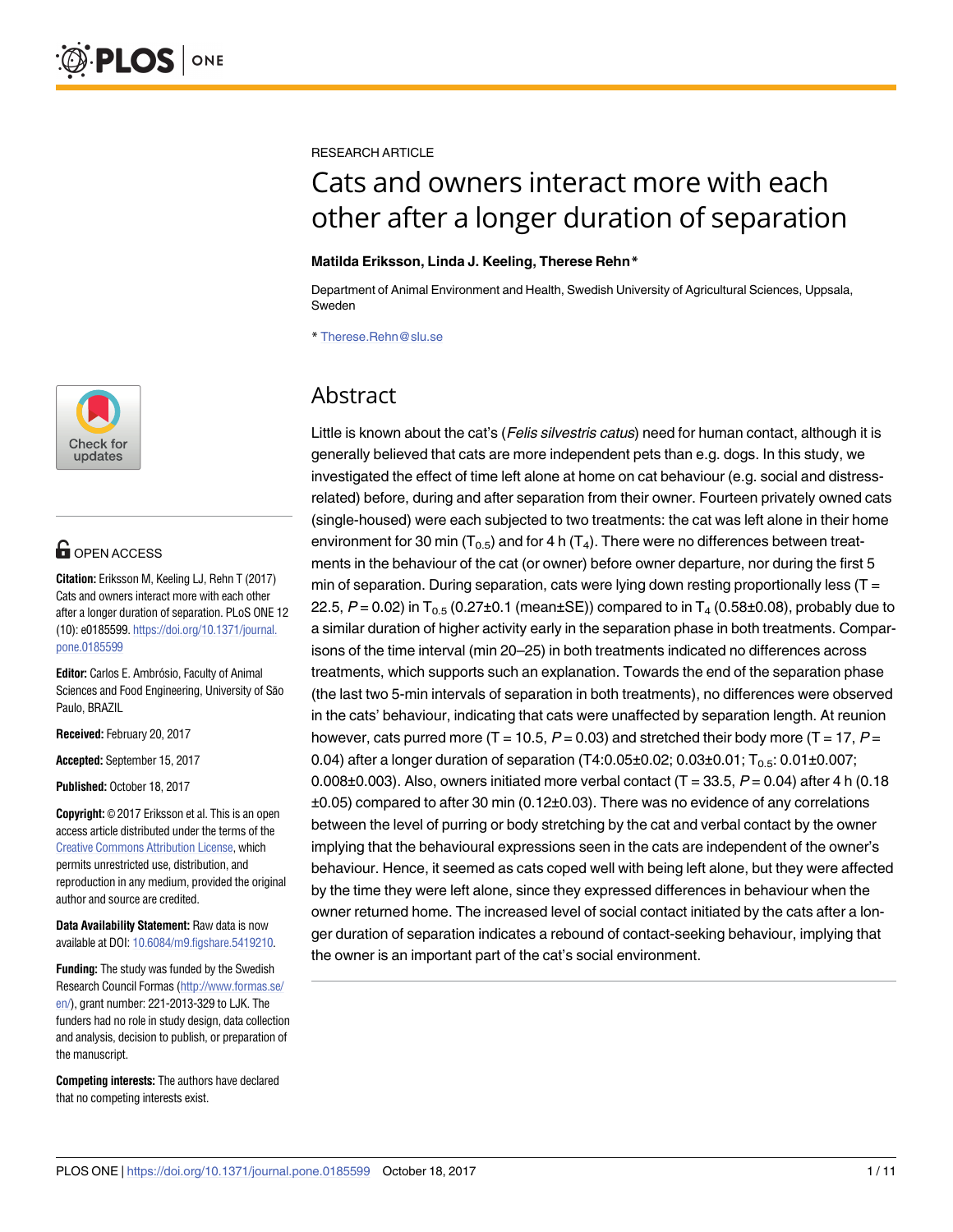RESEARCH ARTICLE

# Cats and owners interact more with each other after a longer duration of separation

**Matilda Eriksson, Linda J. Keeling, Therese Rehn***

Department of Animal Environment and Health, Swedish University of Agricultural Sciences, Uppsala, Sweden

* Therese.Rehn@slu.se

## Abstract

Little is known about the cat's (*Felis silvestris catus*) need for human contact, although it is generally believed that cats are more independent pets than e.g. dogs. In this study, we investigated the effect of time left alone at home on cat behaviour (e.g. social and distress-related) before, during and after separation from their owner. Fourteen privately owned cats (single-housed) were each subjected to two treatments: the cat was left alone in their home environment for 30 min ($T_{0.5}$) and for 4 h ($T_4$). There were no differences between treatments in the behaviour of the cat (or owner) before owner departure, nor during the first 5 min of separation. During separation, cats were lying down resting proportionally less ($T = 22.5$, $P = 0.02$) in $T_{0.5}$ (0.27±0.1 (mean±SE)) compared to in $T_4$ (0.58±0.08), probably due to a similar duration of higher activity early in the separation phase in both treatments. Comparisons of the time interval (min 20–25) in both treatments indicated no differences across treatments, which supports such an explanation. Towards the end of the separation phase (the last two 5-min intervals of separation in both treatments), no differences were observed in the cats' behaviour, indicating that cats were unaffected by separation length. At reunion however, cats purred more ($T = 10.5$, $P = 0.03$) and stretched their body more ($T = 17$, $P = 0.04$) after a longer duration of separation (T4:0.05±0.02; 0.03±0.01; $T_{0.5}$: 0.01±0.007; 0.008±0.003). Also, owners initiated more verbal contact ($T = 33.5$, $P = 0.04$) after 4 h (0.18 ±0.05) compared to after 30 min (0.12±0.03). There was no evidence of any correlations between the level of purring or body stretching by the cat and verbal contact by the owner implying that the behavioural expressions seen in the cats are independent of the owner's behaviour. Hence, it seemed as cats coped well with being left alone, but they were affected by the time they were left alone, since they expressed differences in behaviour when the owner returned home. The increased level of social contact initiated by the cats after a longer duration of separation indicates a rebound of contact-seeking behaviour, implying that the owner is an important part of the cat's social environment.

OPEN ACCESS

**Citation:** Eriksson M, Keeling LJ, Rehn T (2017) Cats and owners interact more with each other after a longer duration of separation. PLoS ONE 12 (10): e0185599. https://doi.org/10.1371/journal.pone.0185599

**Editor:** Carlos E. Ambrósio, Faculty of Animal Sciences and Food Engineering, University of São Paulo, BRAZIL

**Received:** February 20, 2017

**Accepted:** September 15, 2017

**Published:** October 18, 2017

**Copyright:** © 2017 Eriksson et al. This is an open access article distributed under the terms of the Creative Commons Attribution License, which permits unrestricted use, distribution, and reproduction in any medium, provided the original author and source are credited.

**Data Availability Statement:** Raw data is now available at DOI: 10.6084/m9.figshare.5419210.

**Funding:** The study was funded by the Swedish Research Council Formas (http://www.formas.se/en/), grant number: 221-2013-329 to LJK. The funders had no role in study design, data collection and analysis, decision to publish, or preparation of the manuscript.

**Competing interests:** The authors have declared that no competing interests exist.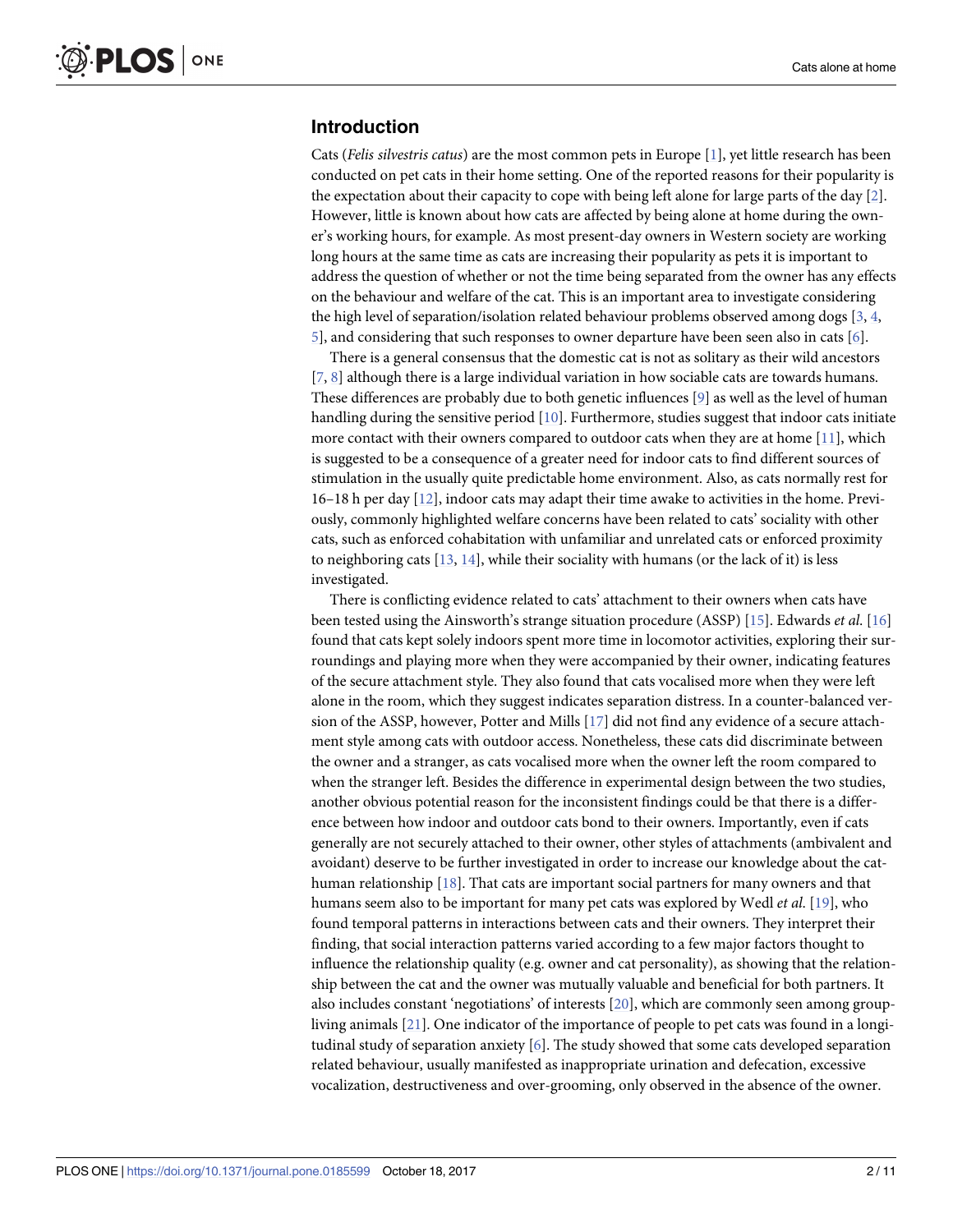## Introduction

Cats (*Felis silvestris catus*) are the most common pets in Europe [1], yet little research has been conducted on pet cats in their home setting. One of the reported reasons for their popularity is the expectation about their capacity to cope with being left alone for large parts of the day [2]. However, little is known about how cats are affected by being alone at home during the owner's working hours, for example. As most present-day owners in Western society are working long hours at the same time as cats are increasing their popularity as pets it is important to address the question of whether or not the time being separated from the owner has any effects on the behaviour and welfare of the cat. This is an important area to investigate considering the high level of separation/isolation related behaviour problems observed among dogs [3, 4, 5], and considering that such responses to owner departure have been seen also in cats [6].

There is a general consensus that the domestic cat is not as solitary as their wild ancestors [7, 8] although there is a large individual variation in how sociable cats are towards humans. These differences are probably due to both genetic influences [9] as well as the level of human handling during the sensitive period [10]. Furthermore, studies suggest that indoor cats initiate more contact with their owners compared to outdoor cats when they are at home [11], which is suggested to be a consequence of a greater need for indoor cats to find different sources of stimulation in the usually quite predictable home environment. Also, as cats normally rest for 16–18 h per day [12], indoor cats may adapt their time awake to activities in the home. Previously, commonly highlighted welfare concerns have been related to cats' sociality with other cats, such as enforced cohabitation with unfamiliar and unrelated cats or enforced proximity to neighboring cats [13, 14], while their sociality with humans (or the lack of it) is less investigated.

There is conflicting evidence related to cats' attachment to their owners when cats have been tested using the Ainsworth's strange situation procedure (ASSP) [15]. Edwards *et al*. [16] found that cats kept solely indoors spent more time in locomotor activities, exploring their surroundings and playing more when they were accompanied by their owner, indicating features of the secure attachment style. They also found that cats vocalised more when they were left alone in the room, which they suggest indicates separation distress. In a counter-balanced version of the ASSP, however, Potter and Mills [17] did not find any evidence of a secure attachment style among cats with outdoor access. Nonetheless, these cats did discriminate between the owner and a stranger, as cats vocalised more when the owner left the room compared to when the stranger left. Besides the difference in experimental design between the two studies, another obvious potential reason for the inconsistent findings could be that there is a difference between how indoor and outdoor cats bond to their owners. Importantly, even if cats generally are not securely attached to their owner, other styles of attachments (ambivalent and avoidant) deserve to be further investigated in order to increase our knowledge about the cat-human relationship [18]. That cats are important social partners for many owners and that humans seem also to be important for many pet cats was explored by Wedl *et al*. [19], who found temporal patterns in interactions between cats and their owners. They interpret their finding, that social interaction patterns varied according to a few major factors thought to influence the relationship quality (e.g. owner and cat personality), as showing that the relationship between the cat and the owner was mutually valuable and beneficial for both partners. It also includes constant 'negotiations' of interests [20], which are commonly seen among group-living animals [21]. One indicator of the importance of people to pet cats was found in a longitudinal study of separation anxiety [6]. The study showed that some cats developed separation related behaviour, usually manifested as inappropriate urination and defecation, excessive vocalization, destructiveness and over-grooming, only observed in the absence of the owner.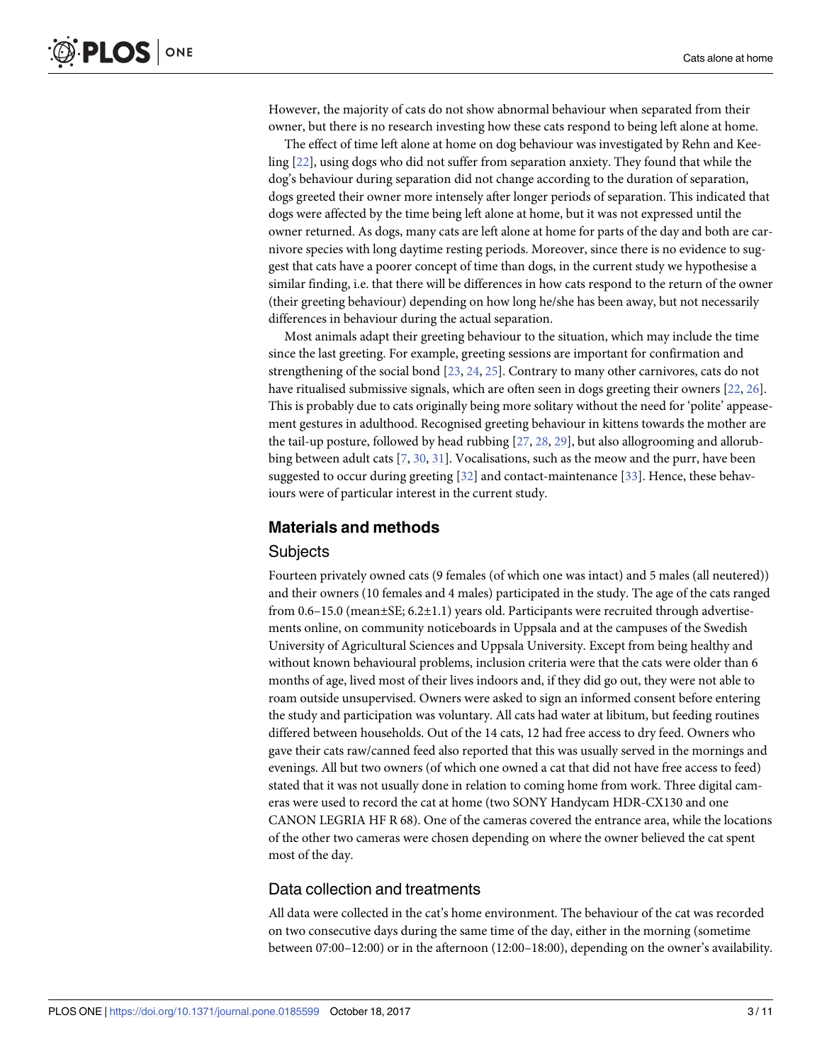However, the majority of cats do not show abnormal behaviour when separated from their owner, but there is no research investing how these cats respond to being left alone at home.

The effect of time left alone at home on dog behaviour was investigated by Rehn and Keeling [22], using dogs who did not suffer from separation anxiety. They found that while the dog's behaviour during separation did not change according to the duration of separation, dogs greeted their owner more intensely after longer periods of separation. This indicated that dogs were affected by the time being left alone at home, but it was not expressed until the owner returned. As dogs, many cats are left alone at home for parts of the day and both are carnivore species with long daytime resting periods. Moreover, since there is no evidence to suggest that cats have a poorer concept of time than dogs, in the current study we hypothesise a similar finding, i.e. that there will be differences in how cats respond to the return of the owner (their greeting behaviour) depending on how long he/she has been away, but not necessarily differences in behaviour during the actual separation.

Most animals adapt their greeting behaviour to the situation, which may include the time since the last greeting. For example, greeting sessions are important for confirmation and strengthening of the social bond [23, 24, 25]. Contrary to many other carnivores, cats do not have ritualised submissive signals, which are often seen in dogs greeting their owners [22, 26]. This is probably due to cats originally being more solitary without the need for 'polite' appeasement gestures in adulthood. Recognised greeting behaviour in kittens towards the mother are the tail-up posture, followed by head rubbing [27, 28, 29], but also allogrooming and allorubbing between adult cats [7, 30, 31]. Vocalisations, such as the meow and the purr, have been suggested to occur during greeting [32] and contact-maintenance [33]. Hence, these behaviours were of particular interest in the current study.

## Materials and methods

### Subjects

Fourteen privately owned cats (9 females (of which one was intact) and 5 males (all neutered)) and their owners (10 females and 4 males) participated in the study. The age of the cats ranged from 0.6–15.0 (mean±SE; 6.2±1.1) years old. Participants were recruited through advertisements online, on community noticeboards in Uppsala and at the campuses of the Swedish University of Agricultural Sciences and Uppsala University. Except from being healthy and without known behavioural problems, inclusion criteria were that the cats were older than 6 months of age, lived most of their lives indoors and, if they did go out, they were not able to roam outside unsupervised. Owners were asked to sign an informed consent before entering the study and participation was voluntary. All cats had water at libitum, but feeding routines differed between households. Out of the 14 cats, 12 had free access to dry feed. Owners who gave their cats raw/canned feed also reported that this was usually served in the mornings and evenings. All but two owners (of which one owned a cat that did not have free access to feed) stated that it was not usually done in relation to coming home from work. Three digital cameras were used to record the cat at home (two SONY Handycam HDR-CX130 and one CANON LEGRIA HF R 68). One of the cameras covered the entrance area, while the locations of the other two cameras were chosen depending on where the owner believed the cat spent most of the day.

### Data collection and treatments

All data were collected in the cat's home environment. The behaviour of the cat was recorded on two consecutive days during the same time of the day, either in the morning (sometime between 07:00–12:00) or in the afternoon (12:00–18:00), depending on the owner's availability.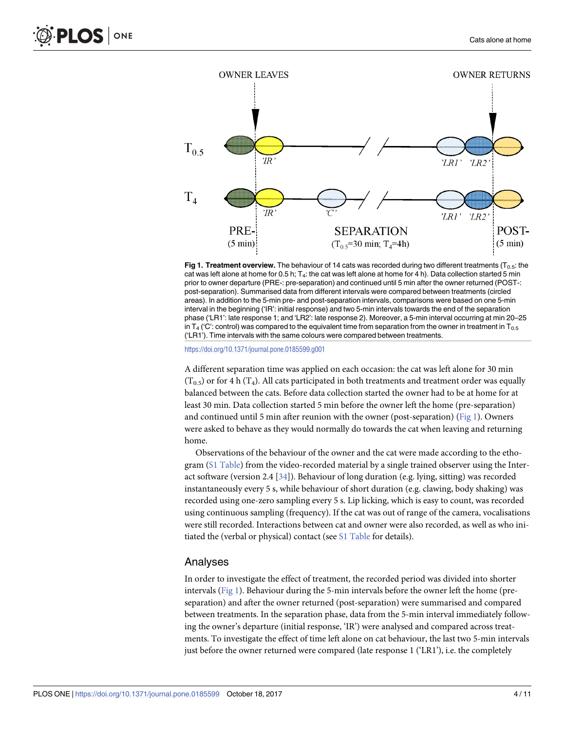**Fig 1. Treatment overview.** The behaviour of 14 cats was recorded during two different treatments ($T_{0.5}$: the cat was left alone at home for 0.5 h; $T_4$: the cat was left alone at home for 4 h). Data collection started 5 min prior to owner departure (PRE-: pre-separation) and continued until 5 min after the owner returned (POST-: post-separation). Summarised data from different intervals were compared between treatments (circled areas). In addition to the 5-min pre- and post-separation intervals, comparisons were based on one 5-min interval in the beginning ('IR': initial response) and two 5-min intervals towards the end of the separation phase ('LR1': late response 1; and 'LR2': late response 2). Moreover, a 5-min interval occurring at min 20–25 in $T_4$ ('C': control) was compared to the equivalent time from separation from the owner in treatment in $T_{0.5}$ ('LR1'). Time intervals with the same colours were compared between treatments.

https://doi.org/10.1371/journal.pone.0185599.g001

A different separation time was applied on each occasion: the cat was left alone for 30 min ($T_{0.5}$) or for 4 h ($T_4$). All cats participated in both treatments and treatment order was equally balanced between the cats. Before data collection started the owner had to be at home for at least 30 min. Data collection started 5 min before the owner left the home (pre-separation) and continued until 5 min after reunion with the owner (post-separation) (Fig 1). Owners were asked to behave as they would normally do towards the cat when leaving and returning home.

Observations of the behaviour of the owner and the cat were made according to the ethogram (S1 Table) from the video-recorded material by a single trained observer using the Interact software (version 2.4 [34]). Behaviour of long duration (e.g. lying, sitting) was recorded instantaneously every 5 s, while behaviour of short duration (e.g. clawing, body shaking) was recorded using one-zero sampling every 5 s. Lip licking, which is easy to count, was recorded using continuous sampling (frequency). If the cat was out of range of the camera, vocalisations were still recorded. Interactions between cat and owner were also recorded, as well as who initiated the (verbal or physical) contact (see S1 Table for details).

## Analyses

In order to investigate the effect of treatment, the recorded period was divided into shorter intervals (Fig 1). Behaviour during the 5-min intervals before the owner left the home (pre-separation) and after the owner returned (post-separation) were summarised and compared between treatments. In the separation phase, data from the 5-min interval immediately following the owner's departure (initial response, 'IR') were analysed and compared across treatments. To investigate the effect of time left alone on cat behaviour, the last two 5-min intervals just before the owner returned were compared (late response 1 ('LR1'), i.e. the completely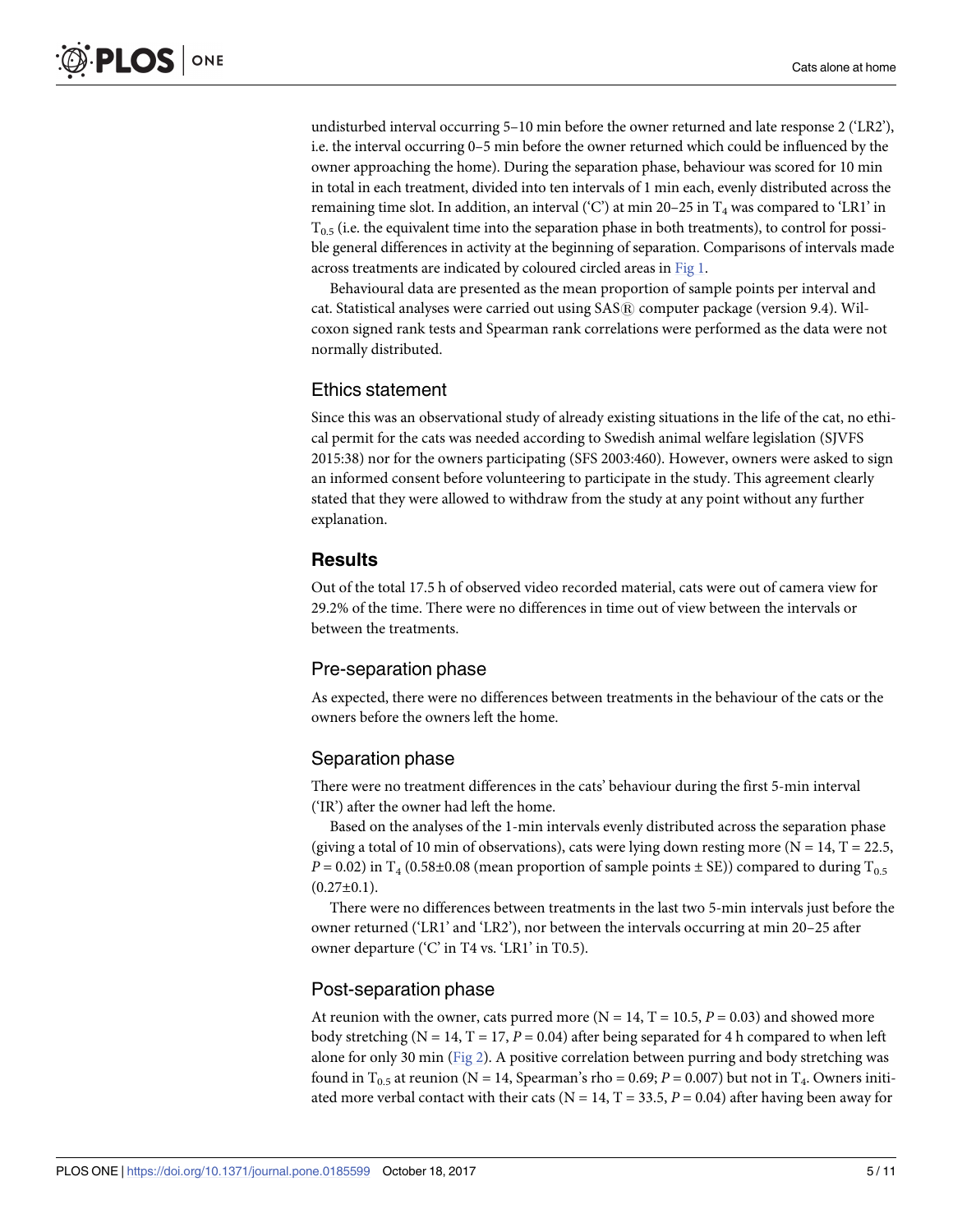undisturbed interval occurring 5–10 min before the owner returned and late response 2 ('LR2'), i.e. the interval occurring 0–5 min before the owner returned which could be influenced by the owner approaching the home). During the separation phase, behaviour was scored for 10 min in total in each treatment, divided into ten intervals of 1 min each, evenly distributed across the remaining time slot. In addition, an interval ('C') at min 20–25 in $T_4$ was compared to 'LR1' in $T_{0.5}$ (i.e. the equivalent time into the separation phase in both treatments), to control for possible general differences in activity at the beginning of separation. Comparisons of intervals made across treatments are indicated by coloured circled areas in Fig 1.

Behavioural data are presented as the mean proportion of sample points per interval and cat. Statistical analyses were carried out using SAS® computer package (version 9.4). Wilcoxon signed rank tests and Spearman rank correlations were performed as the data were not normally distributed.

## Ethics statement

Since this was an observational study of already existing situations in the life of the cat, no ethical permit for the cats was needed according to Swedish animal welfare legislation (SJVFS 2015:38) nor for the owners participating (SFS 2003:460). However, owners were asked to sign an informed consent before volunteering to participate in the study. This agreement clearly stated that they were allowed to withdraw from the study at any point without any further explanation.

# Results

Out of the total 17.5 h of observed video recorded material, cats were out of camera view for 29.2% of the time. There were no differences in time out of view between the intervals or between the treatments.

## Pre-separation phase

As expected, there were no differences between treatments in the behaviour of the cats or the owners before the owners left the home.

## Separation phase

There were no treatment differences in the cats' behaviour during the first 5-min interval ('IR') after the owner had left the home.

Based on the analyses of the 1-min intervals evenly distributed across the separation phase (giving a total of 10 min of observations), cats were lying down resting more ($N = 14$, $T = 22.5$, $P = 0.02$) in $T_4$ ($0.58 \pm 0.08$ (mean proportion of sample points ± SE)) compared to during $T_{0.5}$ ($0.27 \pm 0.1$).

There were no differences between treatments in the last two 5-min intervals just before the owner returned ('LR1' and 'LR2'), nor between the intervals occurring at min 20–25 after owner departure ('C' in T4 vs. 'LR1' in T0.5).

## Post-separation phase

At reunion with the owner, cats purred more ($N = 14$, $T = 10.5$, $P = 0.03$) and showed more body stretching ($N = 14$, $T = 17$, $P = 0.04$) after being separated for 4 h compared to when left alone for only 30 min (Fig 2). A positive correlation between purring and body stretching was found in $T_{0.5}$ at reunion ($N = 14$, Spearman's rho = 0.69; $P = 0.007$) but not in $T_4$. Owners initiated more verbal contact with their cats ($N = 14$, $T = 33.5$, $P = 0.04$) after having been away for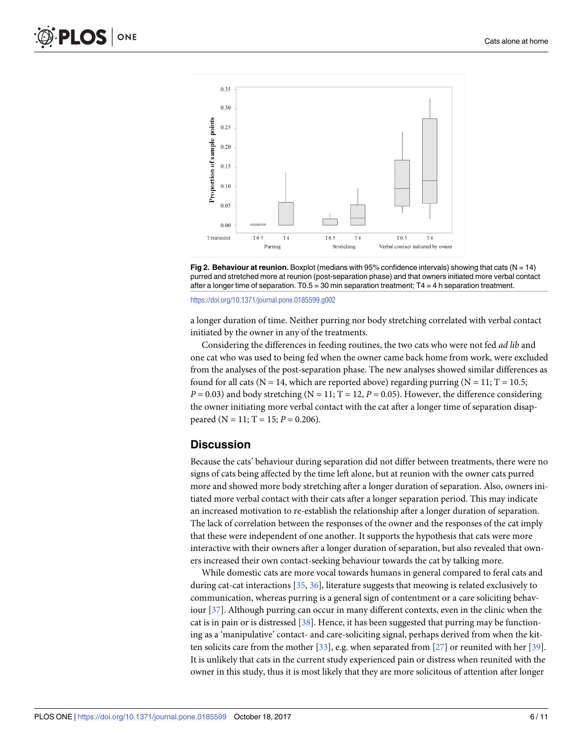**Fig 2. Behaviour at reunion.** Boxplot (medians with 95% confidence intervals) showing that cats (N = 14) purred and stretched more at reunion (post-separation phase) and that owners initiated more verbal contact after a longer time of separation. T0.5 = 30 min separation treatment; T4 = 4 h separation treatment.

https://doi.org/10.1371/journal.pone.0185599.g002

a longer duration of time. Neither purring nor body stretching correlated with verbal contact initiated by the owner in any of the treatments.

Considering the differences in feeding routines, the two cats who were not fed *ad lib* and one cat who was used to being fed when the owner came back home from work, were excluded from the analyses of the post-separation phase. The new analyses showed similar differences as found for all cats (N = 14, which are reported above) regarding purring (N = 11; T = 10.5; *P* = 0.03) and body stretching (N = 11; T = 12, *P* = 0.05). However, the difference considering the owner initiating more verbal contact with the cat after a longer time of separation disappeared (N = 11; T = 15; *P* = 0.206).

## Discussion

Because the cats' behaviour during separation did not differ between treatments, there were no signs of cats being affected by the time left alone, but at reunion with the owner cats purred more and showed more body stretching after a longer duration of separation. Also, owners initiated more verbal contact with their cats after a longer separation period. This may indicate an increased motivation to re-establish the relationship after a longer duration of separation. The lack of correlation between the responses of the owner and the responses of the cat imply that these were independent of one another. It supports the hypothesis that cats were more interactive with their owners after a longer duration of separation, but also revealed that owners increased their own contact-seeking behaviour towards the cat by talking more.

While domestic cats are more vocal towards humans in general compared to feral cats and during cat-cat interactions [35, 36], literature suggests that meowing is related exclusively to communication, whereas purring is a general sign of contentment or a care soliciting behaviour [37]. Although purring can occur in many different contexts, even in the clinic when the cat is in pain or is distressed [38]. Hence, it has been suggested that purring may be functioning as a 'manipulative' contact- and care-soliciting signal, perhaps derived from when the kitten solicits care from the mother [33], e.g. when separated from [27] or reunited with her [39]. It is unlikely that cats in the current study experienced pain or distress when reunited with the owner in this study, thus it is most likely that they are more solicitous of attention after longer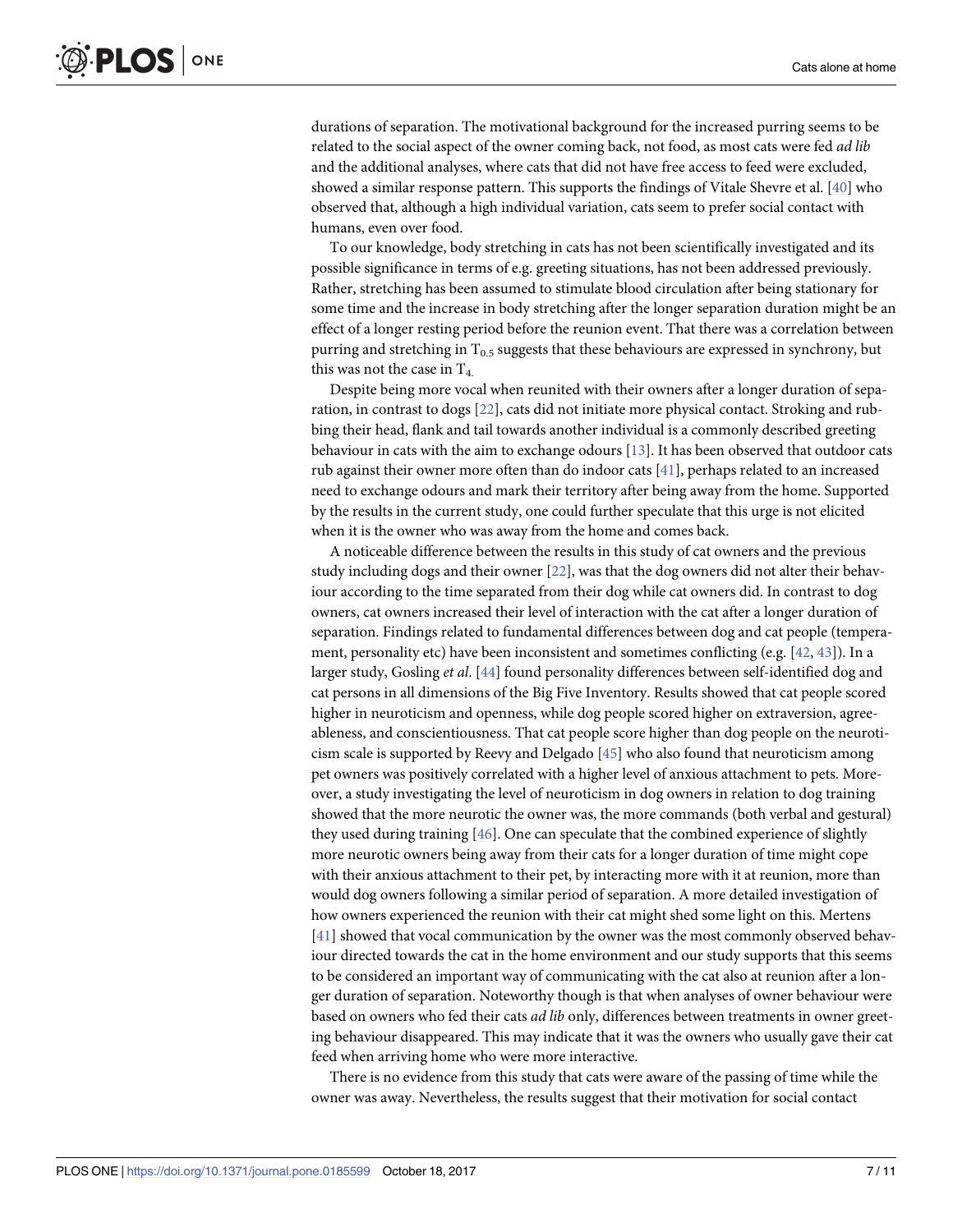durations of separation. The motivational background for the increased purring seems to be related to the social aspect of the owner coming back, not food, as most cats were fed *ad lib* and the additional analyses, where cats that did not have free access to feed were excluded, showed a similar response pattern. This supports the findings of Vitale Shevre et al. [40] who observed that, although a high individual variation, cats seem to prefer social contact with humans, even over food.

To our knowledge, body stretching in cats has not been scientifically investigated and its possible significance in terms of e.g. greeting situations, has not been addressed previously. Rather, stretching has been assumed to stimulate blood circulation after being stationary for some time and the increase in body stretching after the longer separation duration might be an effect of a longer resting period before the reunion event. That there was a correlation between purring and stretching in $T_{0.5}$ suggests that these behaviours are expressed in synchrony, but this was not the case in $T_4$.

Despite being more vocal when reunited with their owners after a longer duration of separation, in contrast to dogs [22], cats did not initiate more physical contact. Stroking and rubbing their head, flank and tail towards another individual is a commonly described greeting behaviour in cats with the aim to exchange odours [13]. It has been observed that outdoor cats rub against their owner more often than do indoor cats [41], perhaps related to an increased need to exchange odours and mark their territory after being away from the home. Supported by the results in the current study, one could further speculate that this urge is not elicited when it is the owner who was away from the home and comes back.

A noticeable difference between the results in this study of cat owners and the previous study including dogs and their owner [22], was that the dog owners did not alter their behaviour according to the time separated from their dog while cat owners did. In contrast to dog owners, cat owners increased their level of interaction with the cat after a longer duration of separation. Findings related to fundamental differences between dog and cat people (temperament, personality etc) have been inconsistent and sometimes conflicting (e.g. [42, 43]). In a larger study, Gosling *et al*. [44] found personality differences between self-identified dog and cat persons in all dimensions of the Big Five Inventory. Results showed that cat people scored higher in neuroticism and openness, while dog people scored higher on extraversion, agreeableness, and conscientiousness. That cat people score higher than dog people on the neuroticism scale is supported by Reevy and Delgado [45] who also found that neuroticism among pet owners was positively correlated with a higher level of anxious attachment to pets. Moreover, a study investigating the level of neuroticism in dog owners in relation to dog training showed that the more neurotic the owner was, the more commands (both verbal and gestural) they used during training [46]. One can speculate that the combined experience of slightly more neurotic owners being away from their cats for a longer duration of time might cope with their anxious attachment to their pet, by interacting more with it at reunion, more than would dog owners following a similar period of separation. A more detailed investigation of how owners experienced the reunion with their cat might shed some light on this. Mertens [41] showed that vocal communication by the owner was the most commonly observed behaviour directed towards the cat in the home environment and our study supports that this seems to be considered an important way of communicating with the cat also at reunion after a longer duration of separation. Noteworthy though is that when analyses of owner behaviour were based on owners who fed their cats *ad lib* only, differences between treatments in owner greeting behaviour disappeared. This may indicate that it was the owners who usually gave their cat feed when arriving home who were more interactive.

There is no evidence from this study that cats were aware of the passing of time while the owner was away. Nevertheless, the results suggest that their motivation for social contact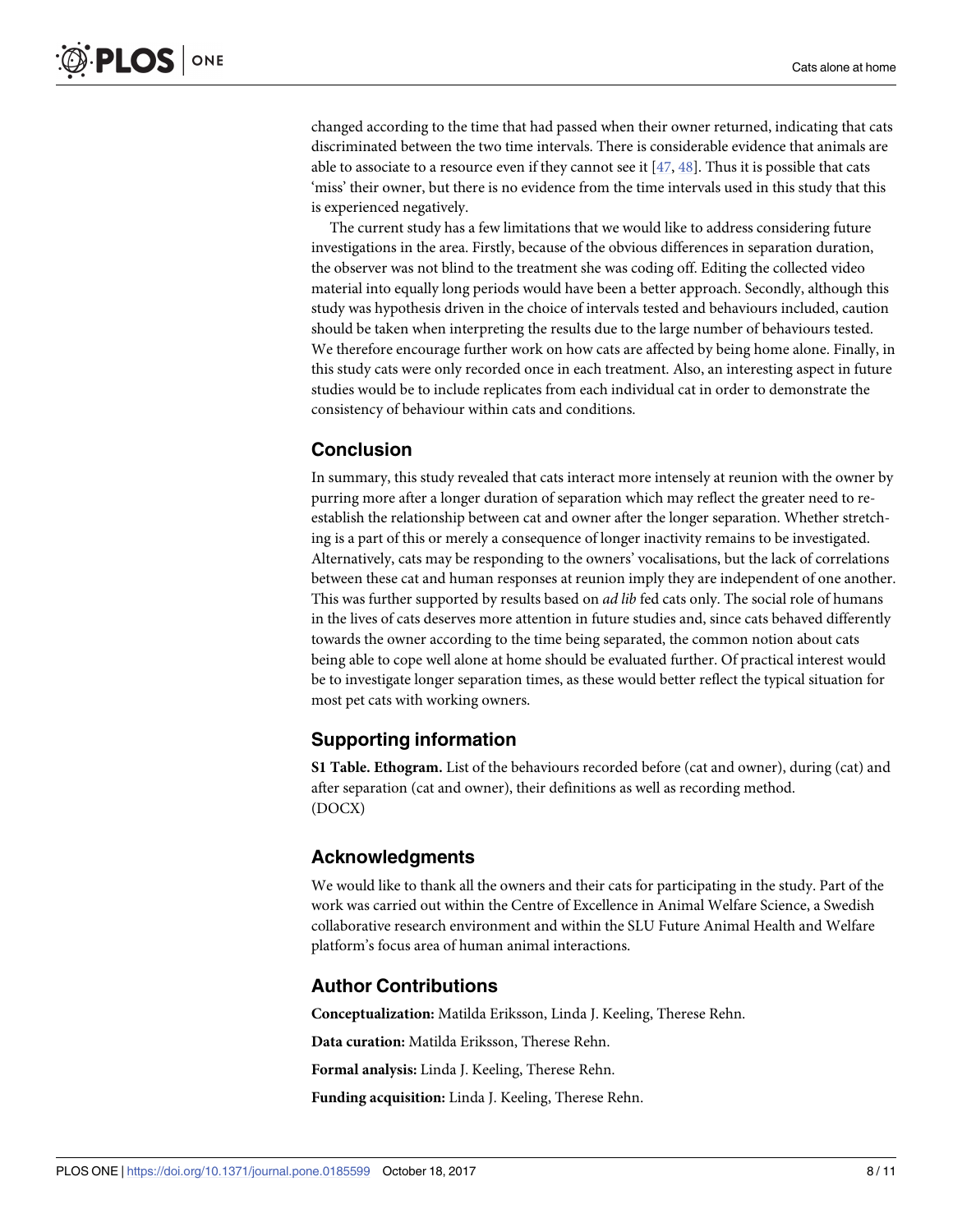changed according to the time that had passed when their owner returned, indicating that cats discriminated between the two time intervals. There is considerable evidence that animals are able to associate to a resource even if they cannot see it [47, 48]. Thus it is possible that cats 'miss' their owner, but there is no evidence from the time intervals used in this study that this is experienced negatively.

The current study has a few limitations that we would like to address considering future investigations in the area. Firstly, because of the obvious differences in separation duration, the observer was not blind to the treatment she was coding off. Editing the collected video material into equally long periods would have been a better approach. Secondly, although this study was hypothesis driven in the choice of intervals tested and behaviours included, caution should be taken when interpreting the results due to the large number of behaviours tested. We therefore encourage further work on how cats are affected by being home alone. Finally, in this study cats were only recorded once in each treatment. Also, an interesting aspect in future studies would be to include replicates from each individual cat in order to demonstrate the consistency of behaviour within cats and conditions.

## Conclusion

In summary, this study revealed that cats interact more intensely at reunion with the owner by purring more after a longer duration of separation which may reflect the greater need to re-establish the relationship between cat and owner after the longer separation. Whether stretching is a part of this or merely a consequence of longer inactivity remains to be investigated. Alternatively, cats may be responding to the owners' vocalisations, but the lack of correlations between these cat and human responses at reunion imply they are independent of one another. This was further supported by results based on *ad lib* fed cats only. The social role of humans in the lives of cats deserves more attention in future studies and, since cats behaved differently towards the owner according to the time being separated, the common notion about cats being able to cope well alone at home should be evaluated further. Of practical interest would be to investigate longer separation times, as these would better reflect the typical situation for most pet cats with working owners.

## Supporting information

**S1 Table. Ethogram.** List of the behaviours recorded before (cat and owner), during (cat) and after separation (cat and owner), their definitions as well as recording method.
(DOCX)

## Acknowledgments

We would like to thank all the owners and their cats for participating in the study. Part of the work was carried out within the Centre of Excellence in Animal Welfare Science, a Swedish collaborative research environment and within the SLU Future Animal Health and Welfare platform's focus area of human animal interactions.

## Author Contributions

**Conceptualization:** Matilda Eriksson, Linda J. Keeling, Therese Rehn.

**Data curation:** Matilda Eriksson, Therese Rehn.

**Formal analysis:** Linda J. Keeling, Therese Rehn.

**Funding acquisition:** Linda J. Keeling, Therese Rehn.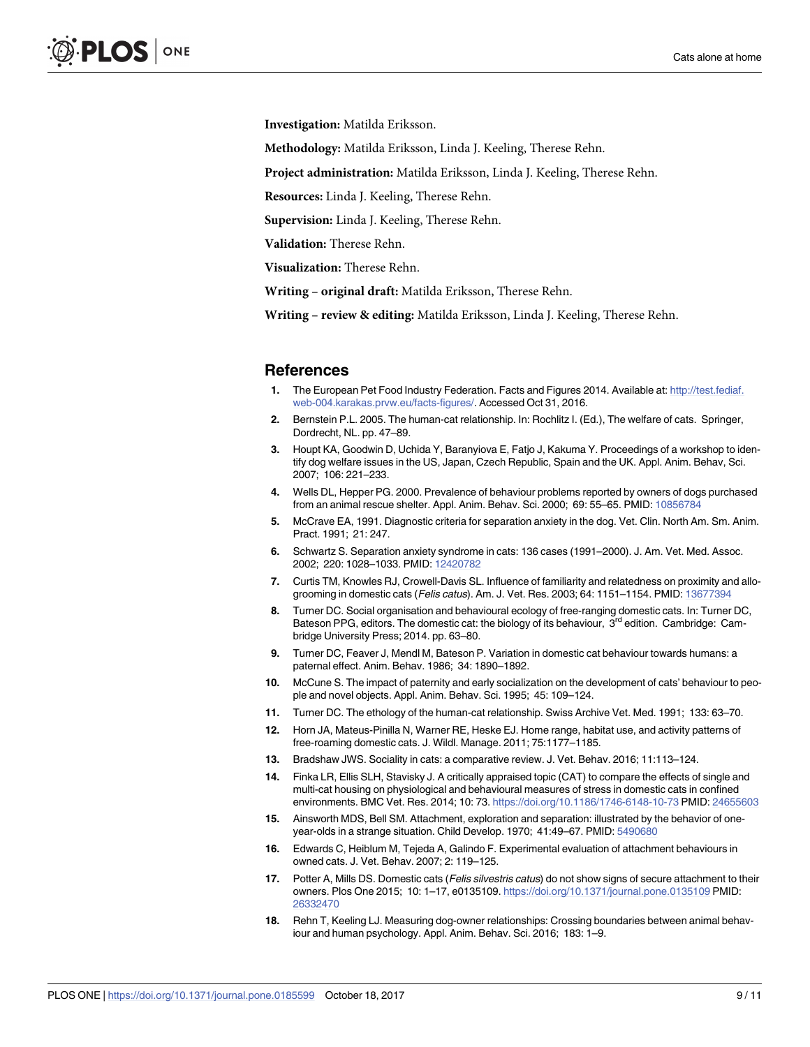**Investigation:** Matilda Eriksson.

**Methodology:** Matilda Eriksson, Linda J. Keeling, Therese Rehn.

**Project administration:** Matilda Eriksson, Linda J. Keeling, Therese Rehn.

**Resources:** Linda J. Keeling, Therese Rehn.

**Supervision:** Linda J. Keeling, Therese Rehn.

**Validation:** Therese Rehn.

**Visualization:** Therese Rehn.

**Writing – original draft:** Matilda Eriksson, Therese Rehn.

**Writing – review & editing:** Matilda Eriksson, Linda J. Keeling, Therese Rehn.

## References

1. The European Pet Food Industry Federation. Facts and Figures 2014. Available at: http://test.fediaf.web-004.karakas.prvw.eu/facts-figures/. Accessed Oct 31, 2016.
2. Bernstein P.L. 2005. The human-cat relationship. In: Rochlitz I. (Ed.), The welfare of cats. Springer, Dordrecht, NL. pp. 47–89.
3. Houpt KA, Goodwin D, Uchida Y, Baranyiova E, Fatjo J, Kakuma Y. Proceedings of a workshop to identify dog welfare issues in the US, Japan, Czech Republic, Spain and the UK. Appl. Anim. Behav, Sci. 2007; 106: 221–233.
4. Wells DL, Hepper PG. 2000. Prevalence of behaviour problems reported by owners of dogs purchased from an animal rescue shelter. Appl. Anim. Behav. Sci. 2000; 69: 55–65. PMID: 10856784
5. McCrave EA, 1991. Diagnostic criteria for separation anxiety in the dog. Vet. Clin. North Am. Sm. Anim. Pract. 1991; 21: 247.
6. Schwartz S. Separation anxiety syndrome in cats: 136 cases (1991–2000). J. Am. Vet. Med. Assoc. 2002; 220: 1028–1033. PMID: 12420782
7. Curtis TM, Knowles RJ, Crowell-Davis SL. Influence of familiarity and relatedness on proximity and allogrooming in domestic cats (*Felis catus*). Am. J. Vet. Res. 2003; 64: 1151–1154. PMID: 13677394
8. Turner DC. Social organisation and behavioural ecology of free-ranging domestic cats. In: Turner DC, Bateson PPG, editors. The domestic cat: the biology of its behaviour, 3rd edition. Cambridge: Cambridge University Press; 2014. pp. 63–80.
9. Turner DC, Feaver J, Mendl M, Bateson P. Variation in domestic cat behaviour towards humans: a paternal effect. Anim. Behav. 1986; 34: 1890–1892.
10. McCune S. The impact of paternity and early socialization on the development of cats' behaviour to people and novel objects. Appl. Anim. Behav. Sci. 1995; 45: 109–124.
11. Turner DC. The ethology of the human-cat relationship. Swiss Archive Vet. Med. 1991; 133: 63–70.
12. Horn JA, Mateus-Pinilla N, Warner RE, Heske EJ. Home range, habitat use, and activity patterns of free-roaming domestic cats. J. Wildl. Manage. 2011; 75:1177–1185.
13. Bradshaw JWS. Sociality in cats: a comparative review. J. Vet. Behav. 2016; 11:113–124.
14. Finka LR, Ellis SLH, Stavisky J. A critically appraised topic (CAT) to compare the effects of single and multi-cat housing on physiological and behavioural measures of stress in domestic cats in confined environments. BMC Vet. Res. 2014; 10: 73. https://doi.org/10.1186/1746-6148-10-73 PMID: 24655603
15. Ainsworth MDS, Bell SM. Attachment, exploration and separation: illustrated by the behavior of one-year-olds in a strange situation. Child Develop. 1970; 41:49–67. PMID: 5490680
16. Edwards C, Heiblum M, Tejeda A, Galindo F. Experimental evaluation of attachment behaviours in owned cats. J. Vet. Behav. 2007; 2: 119–125.
17. Potter A, Mills DS. Domestic cats (*Felis silvestris catus*) do not show signs of secure attachment to their owners. Plos One 2015; 10: 1–17, e0135109. https://doi.org/10.1371/journal.pone.0135109 PMID: 26332470
18. Rehn T, Keeling LJ. Measuring dog-owner relationships: Crossing boundaries between animal behaviour and human psychology. Appl. Anim. Behav. Sci. 2016; 183: 1–9.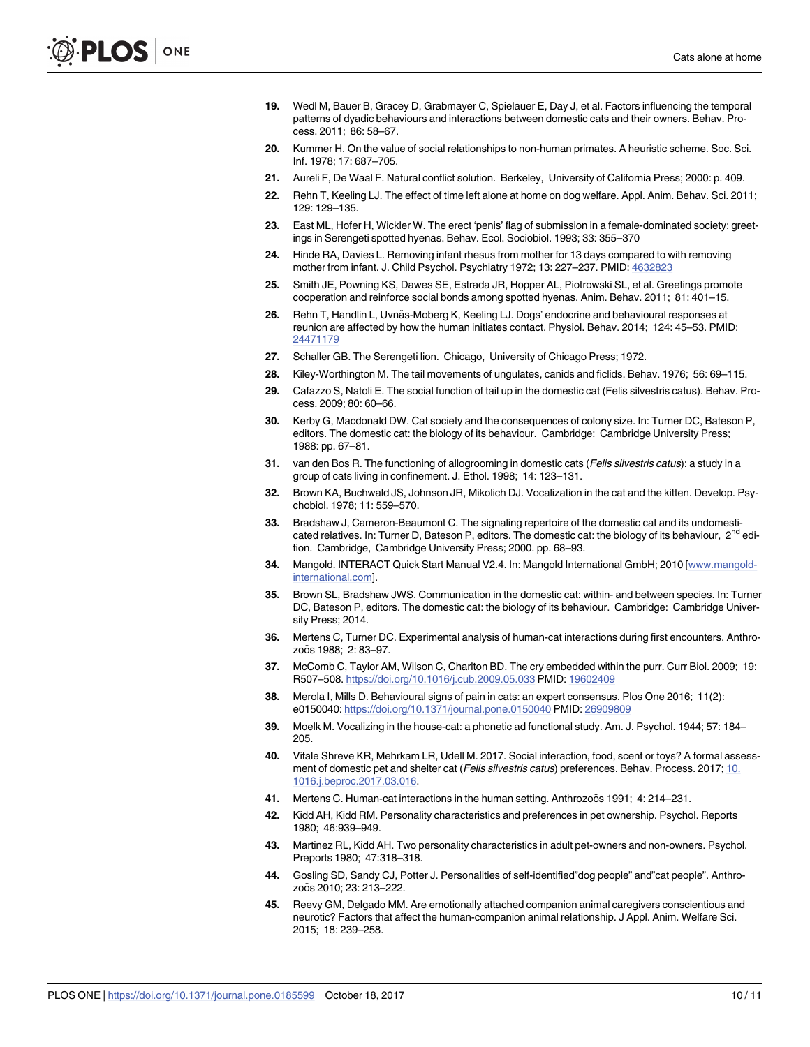19. Wedl M, Bauer B, Gracey D, Grabmayer C, Spielauer E, Day J, et al. Factors influencing the temporal patterns of dyadic behaviours and interactions between domestic cats and their owners. Behav. Process. 2011; 86: 58–67.
20. Kummer H. On the value of social relationships to non-human primates. A heuristic scheme. Soc. Sci. Inf. 1978; 17: 687–705.
21. Aureli F, De Waal F. Natural conflict solution. Berkeley, University of California Press; 2000: p. 409.
22. Rehn T, Keeling LJ. The effect of time left alone at home on dog welfare. Appl. Anim. Behav. Sci. 2011; 129: 129–135.
23. East ML, Hofer H, Wickler W. The erect 'penis' flag of submission in a female-dominated society: greetings in Serengeti spotted hyenas. Behav. Ecol. Sociobiol. 1993; 33: 355–370
24. Hinde RA, Davies L. Removing infant rhesus from mother for 13 days compared to with removing mother from infant. J. Child Psychol. Psychiatry 1972; 13: 227–237. PMID: 4632823
25. Smith JE, Powning KS, Dawes SE, Estrada JR, Hopper AL, Piotrowski SL, et al. Greetings promote cooperation and reinforce social bonds among spotted hyenas. Anim. Behav. 2011; 81: 401–15.
26. Rehn T, Handlin L, Uvnäs-Moberg K, Keeling LJ. Dogs' endocrine and behavioural responses at reunion are affected by how the human initiates contact. Physiol. Behav. 2014; 124: 45–53. PMID: 24471179
27. Schaller GB. The Serengeti lion. Chicago, University of Chicago Press; 1972.
28. Kiley-Worthington M. The tail movements of ungulates, canids and ficlids. Behav. 1976; 56: 69–115.
29. Cafazzo S, Natoli E. The social function of tail up in the domestic cat (Felis silvestris catus). Behav. Process. 2009; 80: 60–66.
30. Kerby G, Macdonald DW. Cat society and the consequences of colony size. In: Turner DC, Bateson P, editors. The domestic cat: the biology of its behaviour. Cambridge: Cambridge University Press; 1988: pp. 67–81.
31. van den Bos R. The functioning of allogrooming in domestic cats (*Felis silvestris catus*): a study in a group of cats living in confinement. J. Ethol. 1998; 14: 123–131.
32. Brown KA, Buchwald JS, Johnson JR, Mikolich DJ. Vocalization in the cat and the kitten. Develop. Psychobiol. 1978; 11: 559–570.
33. Bradshaw J, Cameron-Beaumont C. The signaling repertoire of the domestic cat and its undomesticated relatives. In: Turner D, Bateson P, editors. The domestic cat: the biology of its behaviour, 2nd edition. Cambridge, Cambridge University Press; 2000. pp. 68–93.
34. Mangold. INTERACT Quick Start Manual V2.4. In: Mangold International GmbH; 2010 [www.mangold-international.com].
35. Brown SL, Bradshaw JWS. Communication in the domestic cat: within- and between species. In: Turner DC, Bateson P, editors. The domestic cat: the biology of its behaviour. Cambridge: Cambridge University Press; 2014.
36. Mertens C, Turner DC. Experimental analysis of human-cat interactions during first encounters. Anthrozoös 1988; 2: 83–97.
37. McComb C, Taylor AM, Wilson C, Charlton BD. The cry embedded within the purr. Curr Biol. 2009; 19: R507–508. https://doi.org/10.1016/j.cub.2009.05.033 PMID: 19602409
38. Merola I, Mills D. Behavioural signs of pain in cats: an expert consensus. Plos One 2016; 11(2): e0150040: https://doi.org/10.1371/journal.pone.0150040 PMID: 26909809
39. Moelk M. Vocalizing in the house-cat: a phonetic ad functional study. Am. J. Psychol. 1944; 57: 184–205.
40. Vitale Shreve KR, Mehrkam LR, Udell M. 2017. Social interaction, food, scent or toys? A formal assessment of domestic pet and shelter cat (*Felis silvestris catus*) preferences. Behav. Process. 2017; 10.1016.j.beproc.2017.03.016.
41. Mertens C. Human-cat interactions in the human setting. Anthrozoös 1991; 4: 214–231.
42. Kidd AH, Kidd RM. Personality characteristics and preferences in pet ownership. Psychol. Reports 1980; 46:939–949.
43. Martinez RL, Kidd AH. Two personality characteristics in adult pet-owners and non-owners. Psychol. Preports 1980; 47:318–318.
44. Gosling SD, Sandy CJ, Potter J. Personalities of self-identified"dog people" and"cat people". Anthrozoös 2010; 23: 213–222.
45. Reevy GM, Delgado MM. Are emotionally attached companion animal caregivers conscientious and neurotic? Factors that affect the human-companion animal relationship. J Appl. Anim. Welfare Sci. 2015; 18: 239–258.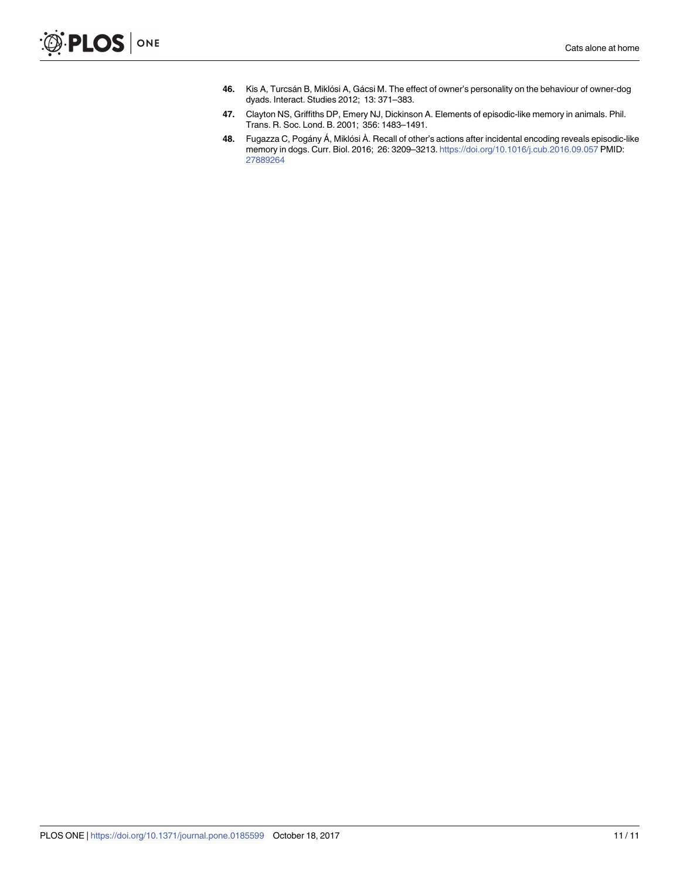46. Kis A, Turcsán B, Miklósi A, Gácsi M. The effect of owner's personality on the behaviour of owner-dog dyads. Interact. Studies 2012; 13: 371–383.
47. Clayton NS, Griffiths DP, Emery NJ, Dickinson A. Elements of episodic-like memory in animals. Phil. Trans. R. Soc. Lond. B. 2001; 356: 1483–1491.
48. Fugazza C, Pogány Á, Miklósi À. Recall of other's actions after incidental encoding reveals episodic-like memory in dogs. Curr. Biol. 2016; 26: 3209–3213. https://doi.org/10.1016/j.cub.2016.09.057 PMID: 27889264